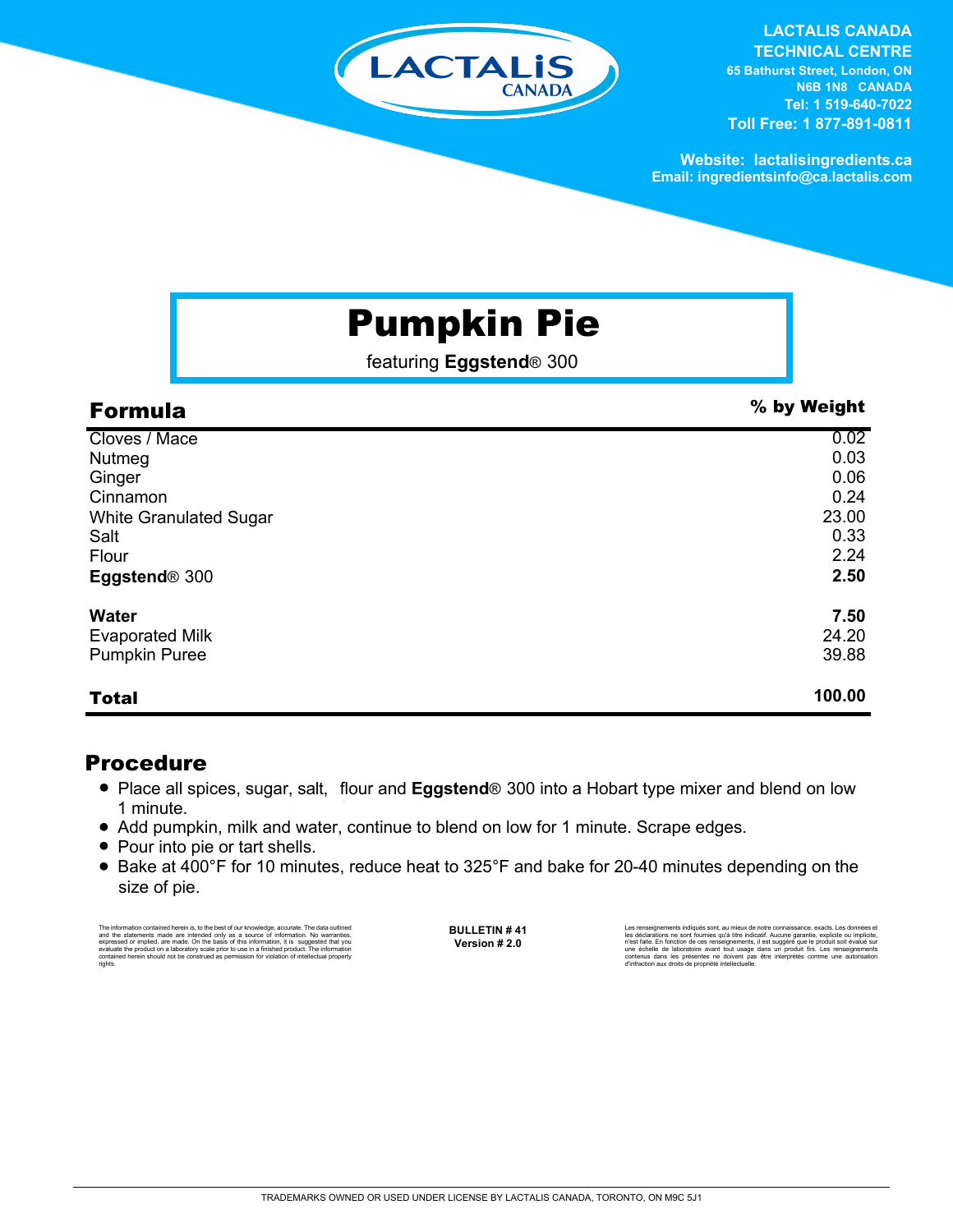LACTALIS CANADA
TECHNICAL CENTRE
65 Bathurst Street, London, ON
N6B 1N8 CANADA
Tel: 1 519-640-7022
Toll Free: 1 877-891-0811

Website: lactalisingredients.ca
Email: ingredientsinfo@ca.lactalis.com

# Pumpkin Pie

featuring **Eggstend**® 300

| Formula | % by Weight |
|---|---|
| Cloves / Mace | 0.02 |
| Nutmeg | 0.03 |
| Ginger | 0.06 |
| Cinnamon | 0.24 |
| White Granulated Sugar | 23.00 |
| Salt | 0.33 |
| Flour | 2.24 |
| **Eggstend**® 300 | **2.50** |
| **Water** | **7.50** |
| Evaporated Milk | 24.20 |
| Pumpkin Puree | 39.88 |
| **Total** | **100.00** |

## Procedure

- Place all spices, sugar, salt, flour and **Eggstend**® 300 into a Hobart type mixer and blend on low 1 minute.
- Add pumpkin, milk and water, continue to blend on low for 1 minute. Scrape edges.
- Pour into pie or tart shells.
- Bake at 400°F for 10 minutes, reduce heat to 325°F and bake for 20-40 minutes depending on the size of pie.

The information contained herein is, to the best of our knowledge, accurate. The data outlined and the statements made are intended only as a source of information. No warranties, expressed or implied, are made. On the basis of this information, it is suggested that you evaluate the product on a laboratory scale prior to use in a finished product. The information contained herein should not be construed as permission for violation of intellectual property rights.

**BULLETIN # 41**
**Version # 2.0**

Les renseignements indiqués sont, au mieux de notre connaissance, exacts. Les données et les déclarations ne sont fournies qu'à titre indicatif. Aucune garantie, explicite ou implicite, n'est faite. En fonction de ces renseignements, il est suggéré que le produit soit évalué sur une échelle de laboratoire avant tout usage dans un produit fini. Les renseignements contenus dans les présentes ne doivent pas être interprétés comme une autorisation d'infraction aux droits de propriété intellectuelle.

TRADEMARKS OWNED OR USED UNDER LICENSE BY LACTALIS CANADA, TORONTO, ON M9C 5J1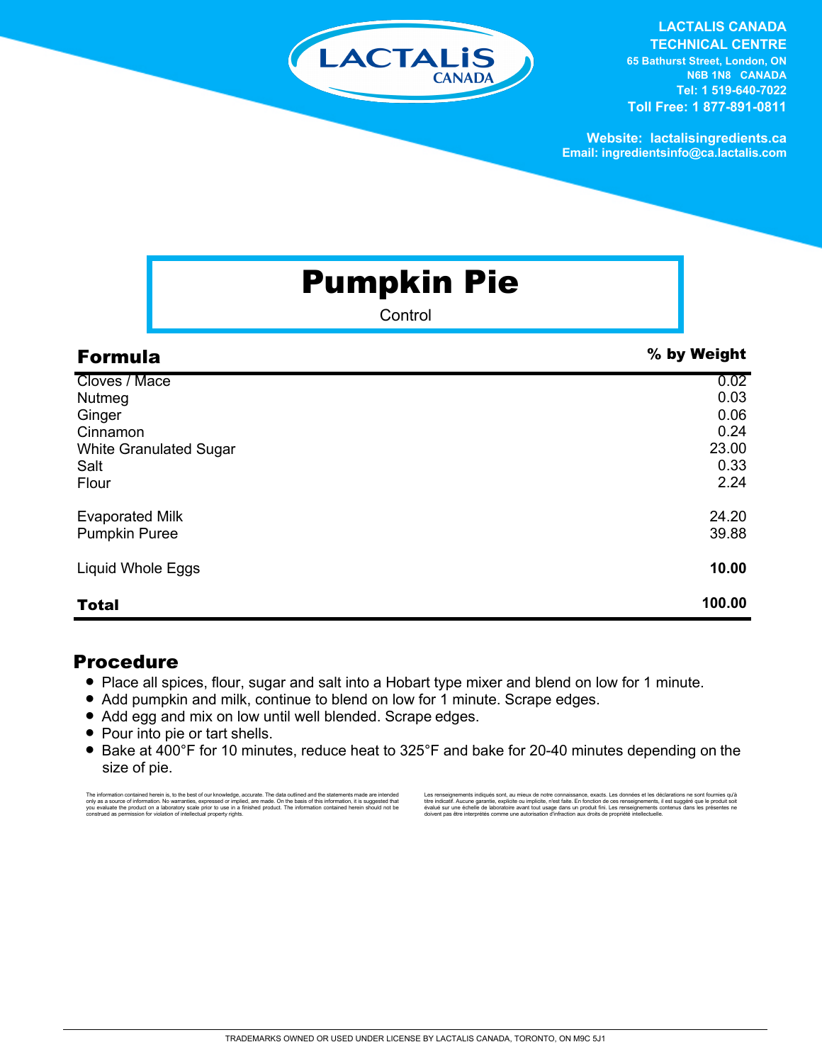LACTALIS CANADA
TECHNICAL CENTRE
65 Bathurst Street, London, ON
N6B 1N8 CANADA
Tel: 1 519-640-7022
Toll Free: 1 877-891-0811

Website: lactalisingredients.ca
Email: ingredientsinfo@ca.lactalis.com

# Pumpkin Pie

Control

| Formula | % by Weight |
|---|---|
| Cloves / Mace | 0.02 |
| Nutmeg | 0.03 |
| Ginger | 0.06 |
| Cinnamon | 0.24 |
| White Granulated Sugar | 23.00 |
| Salt | 0.33 |
| Flour | 2.24 |
| Evaporated Milk | 24.20 |
| Pumpkin Puree | 39.88 |
| Liquid Whole Eggs | **10.00** |
| **Total** | **100.00** |

## Procedure

- Place all spices, flour, sugar and salt into a Hobart type mixer and blend on low for 1 minute.
- Add pumpkin and milk, continue to blend on low for 1 minute. Scrape edges.
- Add egg and mix on low until well blended. Scrape edges.
- Pour into pie or tart shells.
- Bake at 400°F for 10 minutes, reduce heat to 325°F and bake for 20-40 minutes depending on the size of pie.

The information contained herein is, to the best of our knowledge, accurate. The data outlined and the statements made are intended only as a source of information. No warranties, expressed or implied, are made. On the basis of this information, it is suggested that you evaluate the product on a laboratory scale prior to use in a finished product. The information contained herein should not be construed as permission for violation of intellectual property rights.

Les renseignements indiqués sont, au mieux de notre connaissance, exacts. Les données et les déclarations ne sont fournies qu'à titre indicatif. Aucune garantie, explicite ou implicite, n'est faite. En fonction de ces renseignements, il est suggéré que le produit soit évalué sur une échelle de laboratoire avant tout usage dans un produit fini. Les renseignements contenus dans les présentes ne doivent pas être interprétés comme une autorisation d'infraction aux droits de propriété intellectuelle.

TRADEMARKS OWNED OR USED UNDER LICENSE BY LACTALIS CANADA, TORONTO, ON M9C 5J1